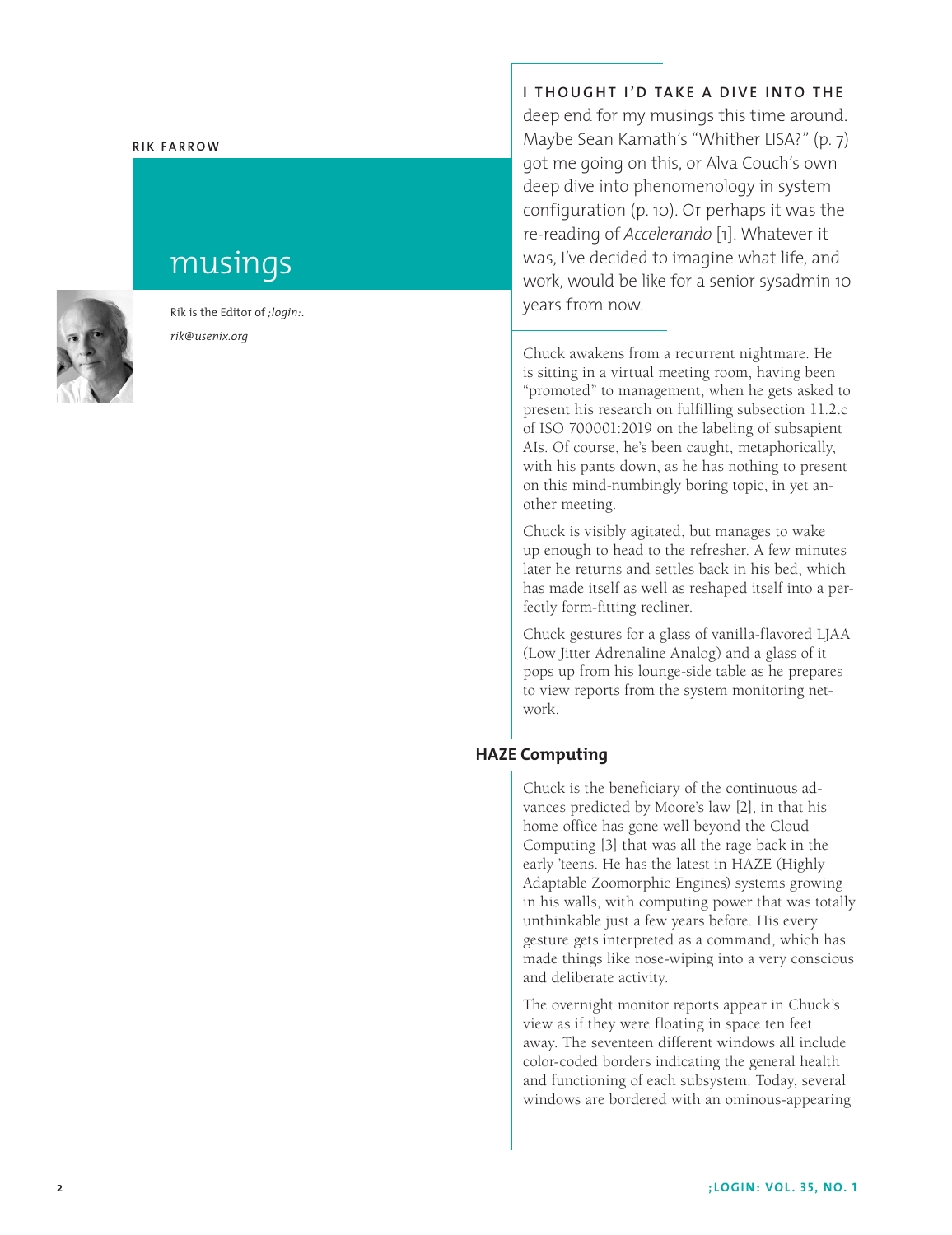RIK FARROW

# musings

Rik is the Editor of *;login:*.

*rik@usenix.org*

**I THOUGHT I'D TAKE A DIVE INTO THE** deep end for my musings this time around. Maybe Sean Kamath's "Whither LISA?" (p. 7) got me going on this, or Alva Couch's own deep dive into phenomenology in system configuration (p. 10). Or perhaps it was the re-reading of *Accelerando* [1]. Whatever it was, I've decided to imagine what life, and work, would be like for a senior sysadmin 10 years from now.

Chuck awakens from a recurrent nightmare. He is sitting in a virtual meeting room, having been "promoted" to management, when he gets asked to present his research on fulfilling subsection 11.2.c of ISO 700001:2019 on the labeling of subsapient AIs. Of course, he's been caught, metaphorically, with his pants down, as he has nothing to present on this mind-numbingly boring topic, in yet another meeting.

Chuck is visibly agitated, but manages to wake up enough to head to the refresher. A few minutes later he returns and settles back in his bed, which has made itself as well as reshaped itself into a perfectly form-fitting recliner.

Chuck gestures for a glass of vanilla-flavored LJAA (Low Jitter Adrenaline Analog) and a glass of it pops up from his lounge-side table as he prepares to view reports from the system monitoring network.

## HAZE Computing

Chuck is the beneficiary of the continuous advances predicted by Moore's law [2], in that his home office has gone well beyond the Cloud Computing [3] that was all the rage back in the early 'teens. He has the latest in HAZE (Highly Adaptable Zoomorphic Engines) systems growing in his walls, with computing power that was totally unthinkable just a few years before. His every gesture gets interpreted as a command, which has made things like nose-wiping into a very conscious and deliberate activity.

The overnight monitor reports appear in Chuck's view as if they were floating in space ten feet away. The seventeen different windows all include color-coded borders indicating the general health and functioning of each subsystem. Today, several windows are bordered with an ominous-appearing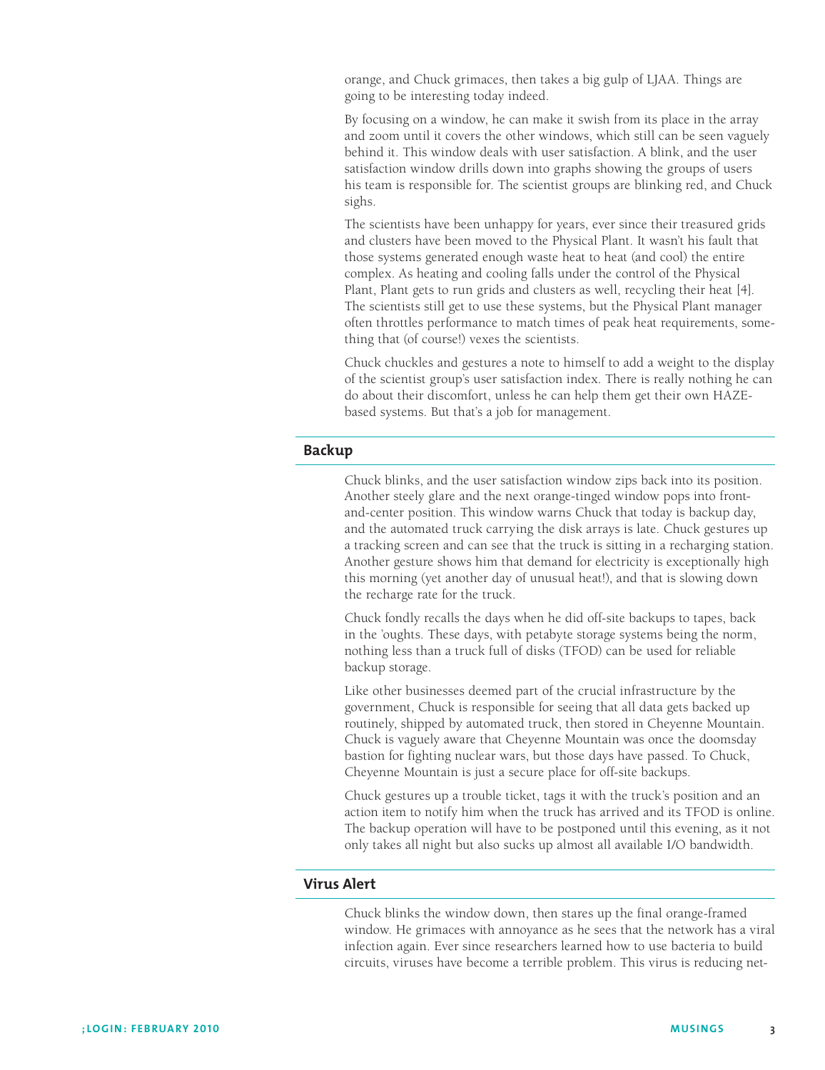orange, and Chuck grimaces, then takes a big gulp of LJAA. Things are going to be interesting today indeed.

By focusing on a window, he can make it swish from its place in the array and zoom until it covers the other windows, which still can be seen vaguely behind it. This window deals with user satisfaction. A blink, and the user satisfaction window drills down into graphs showing the groups of users his team is responsible for. The scientist groups are blinking red, and Chuck sighs.

The scientists have been unhappy for years, ever since their treasured grids and clusters have been moved to the Physical Plant. It wasn't his fault that those systems generated enough waste heat to heat (and cool) the entire complex. As heating and cooling falls under the control of the Physical Plant, Plant gets to run grids and clusters as well, recycling their heat [4]. The scientists still get to use these systems, but the Physical Plant manager often throttles performance to match times of peak heat requirements, something that (of course!) vexes the scientists.

Chuck chuckles and gestures a note to himself to add a weight to the display of the scientist group's user satisfaction index. There is really nothing he can do about their discomfort, unless he can help them get their own HAZE-based systems. But that's a job for management.

## Backup

Chuck blinks, and the user satisfaction window zips back into its position. Another steely glare and the next orange-tinged window pops into front-and-center position. This window warns Chuck that today is backup day, and the automated truck carrying the disk arrays is late. Chuck gestures up a tracking screen and can see that the truck is sitting in a recharging station. Another gesture shows him that demand for electricity is exceptionally high this morning (yet another day of unusual heat!), and that is slowing down the recharge rate for the truck.

Chuck fondly recalls the days when he did off-site backups to tapes, back in the 'oughts. These days, with petabyte storage systems being the norm, nothing less than a truck full of disks (TFOD) can be used for reliable backup storage.

Like other businesses deemed part of the crucial infrastructure by the government, Chuck is responsible for seeing that all data gets backed up routinely, shipped by automated truck, then stored in Cheyenne Mountain. Chuck is vaguely aware that Cheyenne Mountain was once the doomsday bastion for fighting nuclear wars, but those days have passed. To Chuck, Cheyenne Mountain is just a secure place for off-site backups.

Chuck gestures up a trouble ticket, tags it with the truck's position and an action item to notify him when the truck has arrived and its TFOD is online. The backup operation will have to be postponed until this evening, as it not only takes all night but also sucks up almost all available I/O bandwidth.

## Virus Alert

Chuck blinks the window down, then stares up the final orange-framed window. He grimaces with annoyance as he sees that the network has a viral infection again. Ever since researchers learned how to use bacteria to build circuits, viruses have become a terrible problem. This virus is reducing net-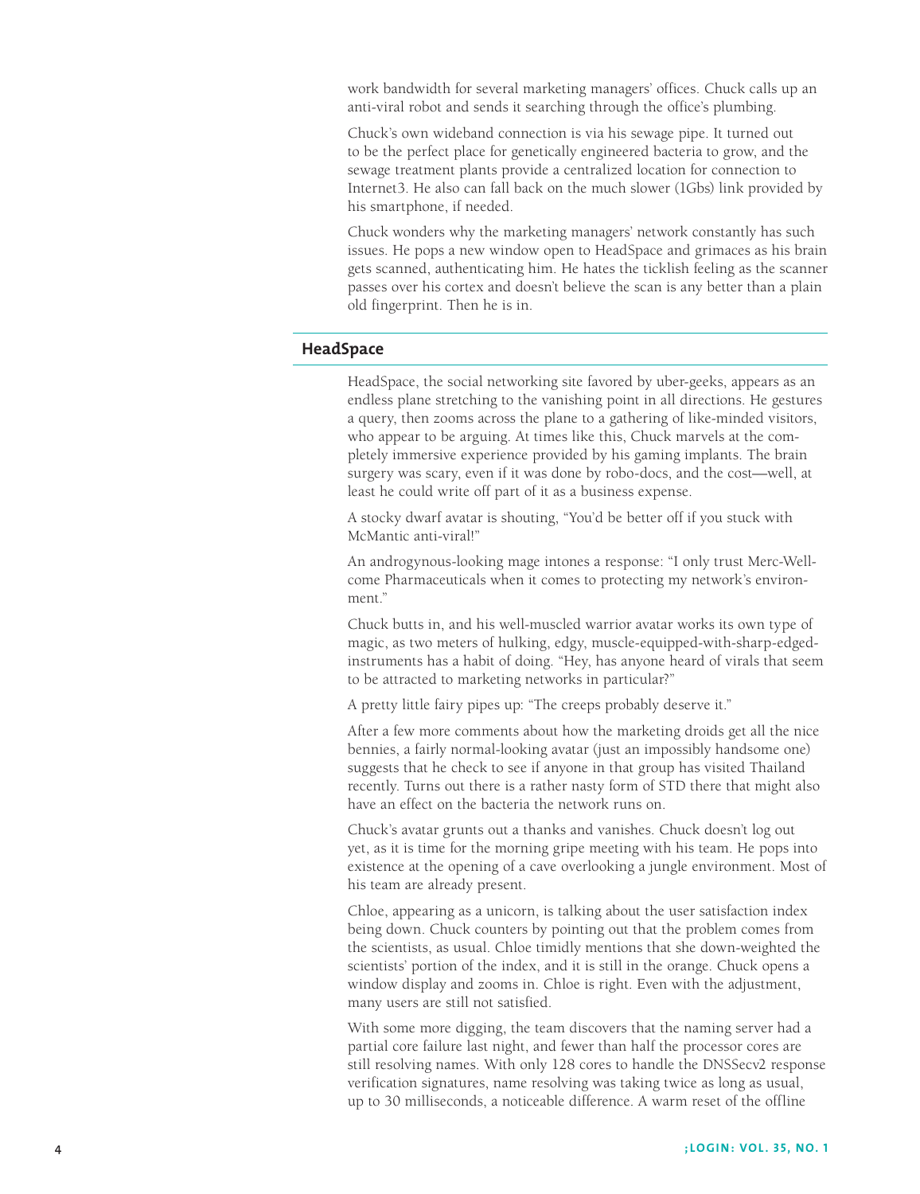work bandwidth for several marketing managers' offices. Chuck calls up an anti-viral robot and sends it searching through the office's plumbing.

Chuck's own wideband connection is via his sewage pipe. It turned out to be the perfect place for genetically engineered bacteria to grow, and the sewage treatment plants provide a centralized location for connection to Internet3. He also can fall back on the much slower (1Gbs) link provided by his smartphone, if needed.

Chuck wonders why the marketing managers' network constantly has such issues. He pops a new window open to HeadSpace and grimaces as his brain gets scanned, authenticating him. He hates the ticklish feeling as the scanner passes over his cortex and doesn't believe the scan is any better than a plain old fingerprint. Then he is in.

## HeadSpace

HeadSpace, the social networking site favored by uber-geeks, appears as an endless plane stretching to the vanishing point in all directions. He gestures a query, then zooms across the plane to a gathering of like-minded visitors, who appear to be arguing. At times like this, Chuck marvels at the completely immersive experience provided by his gaming implants. The brain surgery was scary, even if it was done by robo-docs, and the cost—well, at least he could write off part of it as a business expense.

A stocky dwarf avatar is shouting, "You'd be better off if you stuck with McMantic anti-viral!"

An androgynous-looking mage intones a response: "I only trust Merc-Wellcome Pharmaceuticals when it comes to protecting my network's environment."

Chuck butts in, and his well-muscled warrior avatar works its own type of magic, as two meters of hulking, edgy, muscle-equipped-with-sharp-edged-instruments has a habit of doing. "Hey, has anyone heard of virals that seem to be attracted to marketing networks in particular?"

A pretty little fairy pipes up: "The creeps probably deserve it."

After a few more comments about how the marketing droids get all the nice bennies, a fairly normal-looking avatar (just an impossibly handsome one) suggests that he check to see if anyone in that group has visited Thailand recently. Turns out there is a rather nasty form of STD there that might also have an effect on the bacteria the network runs on.

Chuck's avatar grunts out a thanks and vanishes. Chuck doesn't log out yet, as it is time for the morning gripe meeting with his team. He pops into existence at the opening of a cave overlooking a jungle environment. Most of his team are already present.

Chloe, appearing as a unicorn, is talking about the user satisfaction index being down. Chuck counters by pointing out that the problem comes from the scientists, as usual. Chloe timidly mentions that she down-weighted the scientists' portion of the index, and it is still in the orange. Chuck opens a window display and zooms in. Chloe is right. Even with the adjustment, many users are still not satisfied.

With some more digging, the team discovers that the naming server had a partial core failure last night, and fewer than half the processor cores are still resolving names. With only 128 cores to handle the DNSSecv2 response verification signatures, name resolving was taking twice as long as usual, up to 30 milliseconds, a noticeable difference. A warm reset of the offline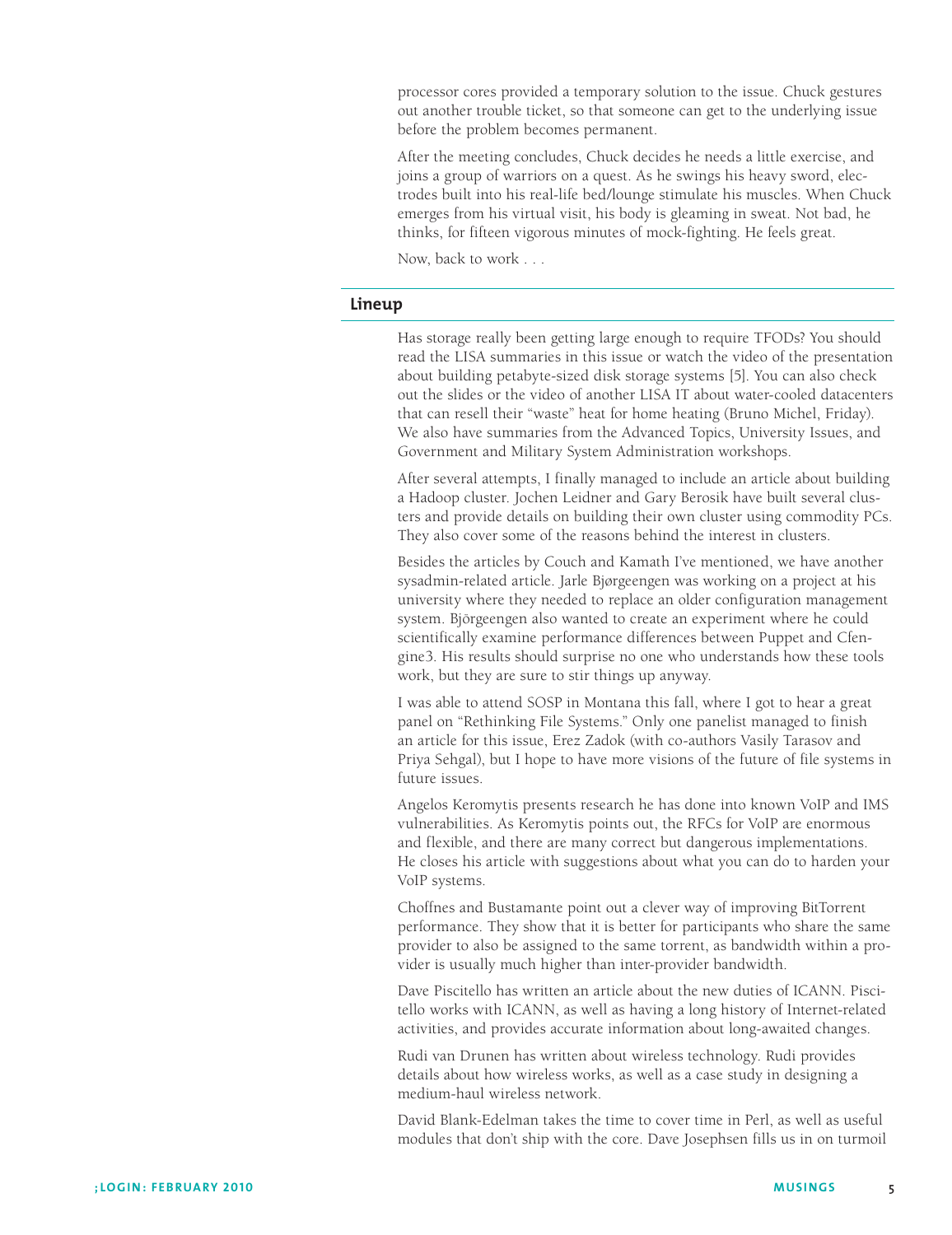processor cores provided a temporary solution to the issue. Chuck gestures out another trouble ticket, so that someone can get to the underlying issue before the problem becomes permanent.

After the meeting concludes, Chuck decides he needs a little exercise, and joins a group of warriors on a quest. As he swings his heavy sword, electrodes built into his real-life bed/lounge stimulate his muscles. When Chuck emerges from his virtual visit, his body is gleaming in sweat. Not bad, he thinks, for fifteen vigorous minutes of mock-fighting. He feels great.

Now, back to work . . .

## Lineup

Has storage really been getting large enough to require TFODs? You should read the LISA summaries in this issue or watch the video of the presentation about building petabyte-sized disk storage systems [5]. You can also check out the slides or the video of another LISA IT about water-cooled datacenters that can resell their "waste" heat for home heating (Bruno Michel, Friday). We also have summaries from the Advanced Topics, University Issues, and Government and Military System Administration workshops.

After several attempts, I finally managed to include an article about building a Hadoop cluster. Jochen Leidner and Gary Berosik have built several clusters and provide details on building their own cluster using commodity PCs. They also cover some of the reasons behind the interest in clusters.

Besides the articles by Couch and Kamath I've mentioned, we have another sysadmin-related article. Jarle Bjørgeengen was working on a project at his university where they needed to replace an older configuration management system. Björgeengen also wanted to create an experiment where he could scientifically examine performance differences between Puppet and Cfengine3. His results should surprise no one who understands how these tools work, but they are sure to stir things up anyway.

I was able to attend SOSP in Montana this fall, where I got to hear a great panel on "Rethinking File Systems." Only one panelist managed to finish an article for this issue, Erez Zadok (with co-authors Vasily Tarasov and Priya Sehgal), but I hope to have more visions of the future of file systems in future issues.

Angelos Keromytis presents research he has done into known VoIP and IMS vulnerabilities. As Keromytis points out, the RFCs for VoIP are enormous and flexible, and there are many correct but dangerous implementations. He closes his article with suggestions about what you can do to harden your VoIP systems.

Choffnes and Bustamante point out a clever way of improving BitTorrent performance. They show that it is better for participants who share the same provider to also be assigned to the same torrent, as bandwidth within a provider is usually much higher than inter-provider bandwidth.

Dave Piscitello has written an article about the new duties of ICANN. Piscitello works with ICANN, as well as having a long history of Internet-related activities, and provides accurate information about long-awaited changes.

Rudi van Drunen has written about wireless technology. Rudi provides details about how wireless works, as well as a case study in designing a medium-haul wireless network.

David Blank-Edelman takes the time to cover time in Perl, as well as useful modules that don't ship with the core. Dave Josephsen fills us in on turmoil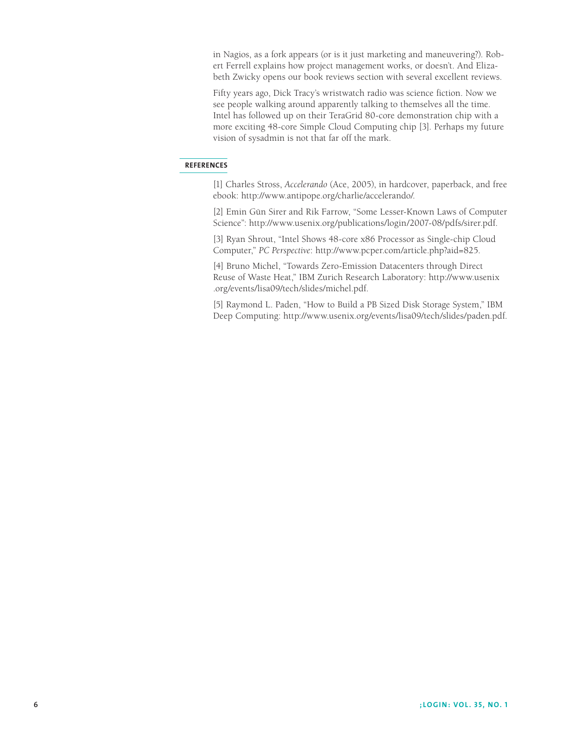in Nagios, as a fork appears (or is it just marketing and maneuvering?). Robert Ferrell explains how project management works, or doesn't. And Elizabeth Zwicky opens our book reviews section with several excellent reviews.

Fifty years ago, Dick Tracy's wristwatch radio was science fiction. Now we see people walking around apparently talking to themselves all the time. Intel has followed up on their TeraGrid 80-core demonstration chip with a more exciting 48-core Simple Cloud Computing chip [3]. Perhaps my future vision of sysadmin is not that far off the mark.

## REFERENCES

[1] Charles Stross, *Accelerando* (Ace, 2005), in hardcover, paperback, and free ebook: http://www.antipope.org/charlie/accelerando/.

[2] Emin Gün Sirer and Rik Farrow, "Some Lesser-Known Laws of Computer Science": http://www.usenix.org/publications/login/2007-08/pdfs/sirer.pdf.

[3] Ryan Shrout, "Intel Shows 48-core x86 Processor as Single-chip Cloud Computer," *PC Perspective*: http://www.pcper.com/article.php?aid=825.

[4] Bruno Michel, "Towards Zero-Emission Datacenters through Direct Reuse of Waste Heat," IBM Zurich Research Laboratory: http://www.usenix.org/events/lisa09/tech/slides/michel.pdf.

[5] Raymond L. Paden, "How to Build a PB Sized Disk Storage System," IBM Deep Computing: http://www.usenix.org/events/lisa09/tech/slides/paden.pdf.